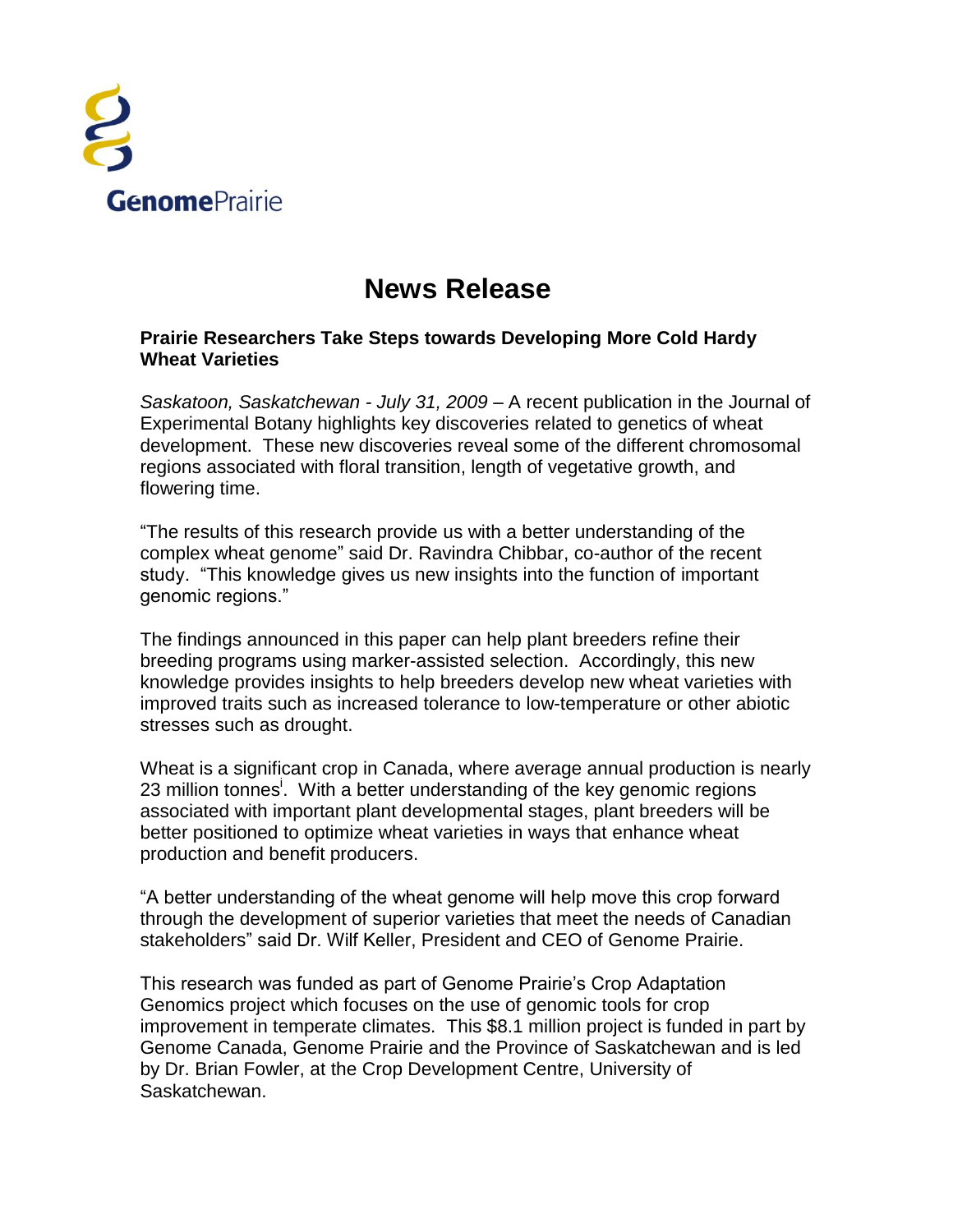GenomePrairie

# News Release

**Prairie Researchers Take Steps towards Developing More Cold Hardy Wheat Varieties**

*Saskatoon, Saskatchewan - July 31, 2009* – A recent publication in the Journal of Experimental Botany highlights key discoveries related to genetics of wheat development. These new discoveries reveal some of the different chromosomal regions associated with floral transition, length of vegetative growth, and flowering time.

"The results of this research provide us with a better understanding of the complex wheat genome" said Dr. Ravindra Chibbar, co-author of the recent study. "This knowledge gives us new insights into the function of important genomic regions."

The findings announced in this paper can help plant breeders refine their breeding programs using marker-assisted selection. Accordingly, this new knowledge provides insights to help breeders develop new wheat varieties with improved traits such as increased tolerance to low-temperature or other abiotic stresses such as drought.

Wheat is a significant crop in Canada, where average annual production is nearly 23 million tonnes[i]. With a better understanding of the key genomic regions associated with important plant developmental stages, plant breeders will be better positioned to optimize wheat varieties in ways that enhance wheat production and benefit producers.

"A better understanding of the wheat genome will help move this crop forward through the development of superior varieties that meet the needs of Canadian stakeholders" said Dr. Wilf Keller, President and CEO of Genome Prairie.

This research was funded as part of Genome Prairie's Crop Adaptation Genomics project which focuses on the use of genomic tools for crop improvement in temperate climates. This $8.1 million project is funded in part by Genome Canada, Genome Prairie and the Province of Saskatchewan and is led by Dr. Brian Fowler, at the Crop Development Centre, University of Saskatchewan.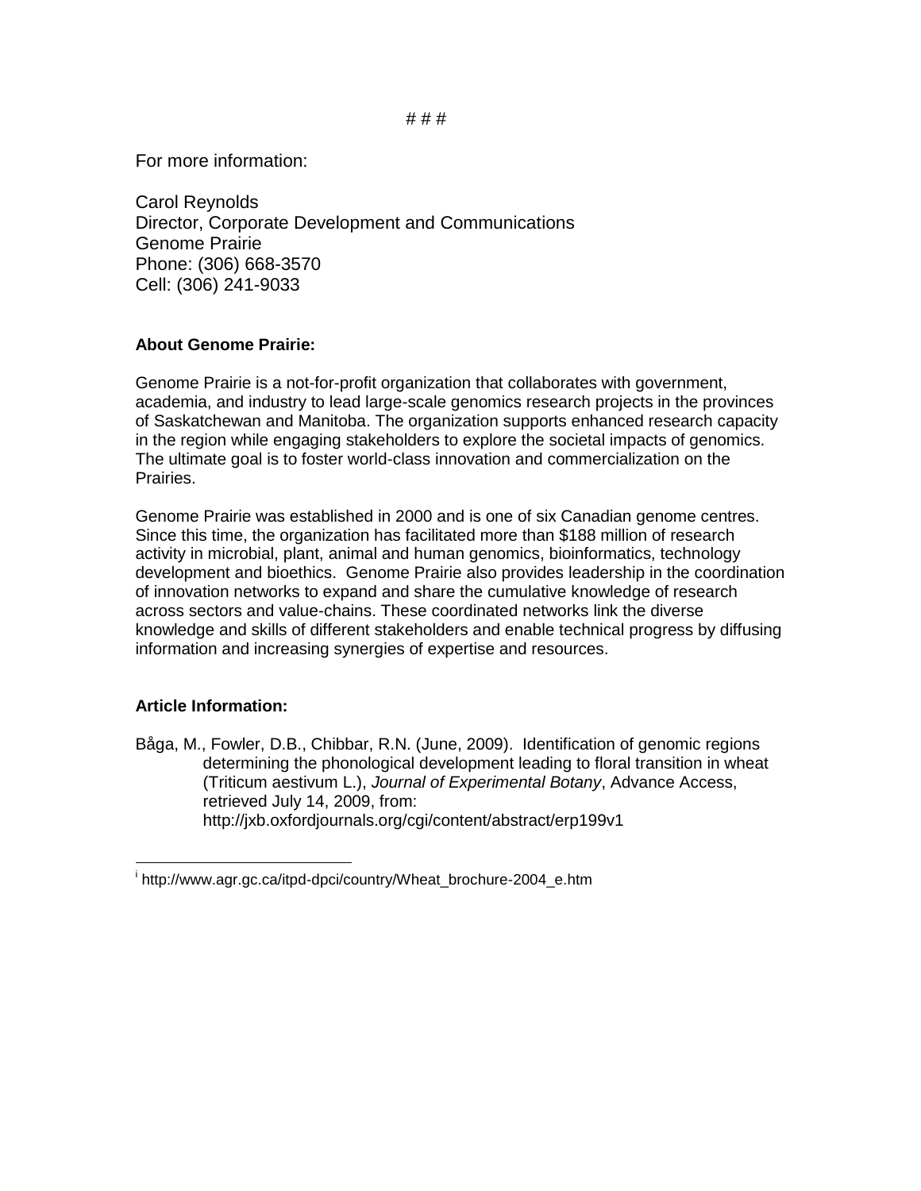# # #

For more information:

Carol Reynolds
Director, Corporate Development and Communications
Genome Prairie
Phone: (306) 668-3570
Cell: (306) 241-9033

**About Genome Prairie:**

Genome Prairie is a not-for-profit organization that collaborates with government, academia, and industry to lead large-scale genomics research projects in the provinces of Saskatchewan and Manitoba. The organization supports enhanced research capacity in the region while engaging stakeholders to explore the societal impacts of genomics. The ultimate goal is to foster world-class innovation and commercialization on the Prairies.

Genome Prairie was established in 2000 and is one of six Canadian genome centres. Since this time, the organization has facilitated more than $188 million of research activity in microbial, plant, animal and human genomics, bioinformatics, technology development and bioethics. Genome Prairie also provides leadership in the coordination of innovation networks to expand and share the cumulative knowledge of research across sectors and value-chains. These coordinated networks link the diverse knowledge and skills of different stakeholders and enable technical progress by diffusing information and increasing synergies of expertise and resources.

**Article Information:**

Båga, M., Fowler, D.B., Chibbar, R.N. (June, 2009). Identification of genomic regions determining the phonological development leading to floral transition in wheat (Triticum aestivum L.), *Journal of Experimental Botany*, Advance Access, retrieved July 14, 2009, from: http://jxb.oxfordjournals.org/cgi/content/abstract/erp199v1

---

[i] http://www.agr.gc.ca/itpd-dpci/country/Wheat_brochure-2004_e.htm